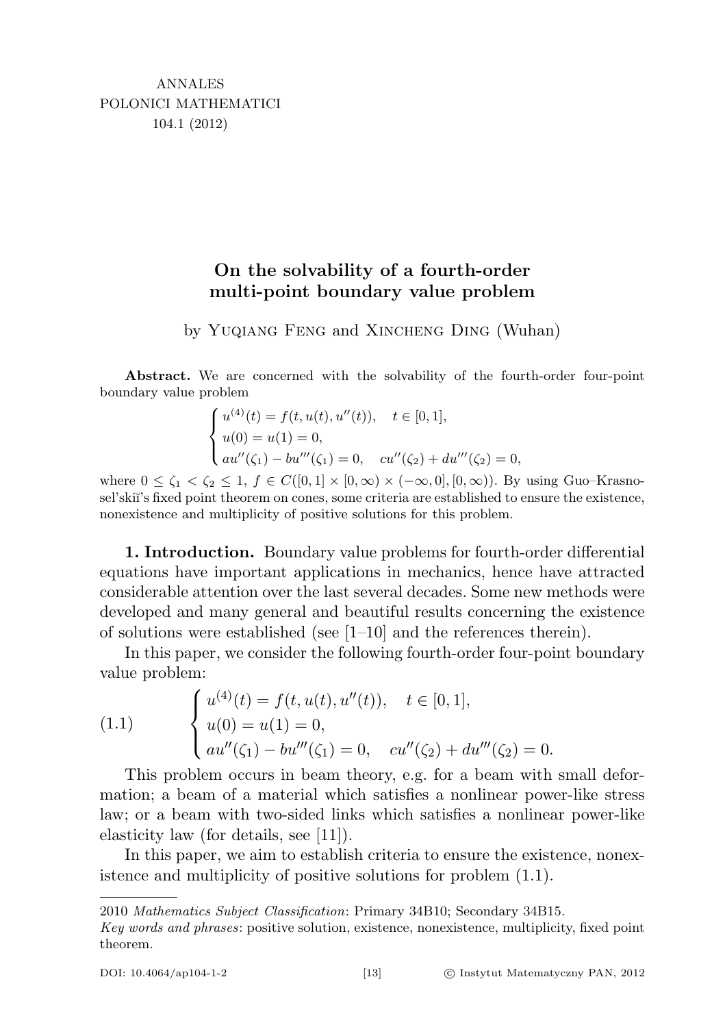ANNALES
POLONICI MATHEMATICI
104.1 (2012)

# On the solvability of a fourth-order multi-point boundary value problem

by Yuqiang Feng and Xincheng Ding (Wuhan)

**Abstract.** We are concerned with the solvability of the fourth-order four-point boundary value problem

$$\begin{cases} u^{(4)}(t) = f(t, u(t), u''(t)), \quad t \in [0, 1], \\ u(0) = u(1) = 0, \\ au''(\zeta_1) - bu'''(\zeta_1) = 0, \quad cu''(\zeta_2) + du'''(\zeta_2) = 0, \end{cases}$$

where $0 \leq \zeta_1 < \zeta_2 \leq 1$, $f \in C([0, 1] \times [0, \infty) \times (-\infty, 0], [0, \infty))$. By using Guo–Krasnosel'skiĭ's fixed point theorem on cones, some criteria are established to ensure the existence, nonexistence and multiplicity of positive solutions for this problem.

**1. Introduction.** Boundary value problems for fourth-order differential equations have important applications in mechanics, hence have attracted considerable attention over the last several decades. Some new methods were developed and many general and beautiful results concerning the existence of solutions were established (see [1–10] and the references therein).

In this paper, we consider the following fourth-order four-point boundary value problem:

$$(1.1) \qquad \begin{cases} u^{(4)}(t) = f(t, u(t), u''(t)), \quad t \in [0, 1], \\ u(0) = u(1) = 0, \\ au''(\zeta_1) - bu'''(\zeta_1) = 0, \quad cu''(\zeta_2) + du'''(\zeta_2) = 0. \end{cases}$$

This problem occurs in beam theory, e.g. for a beam with small deformation; a beam of a material which satisfies a nonlinear power-like stress law; or a beam with two-sided links which satisfies a nonlinear power-like elasticity law (for details, see [11]).

In this paper, we aim to establish criteria to ensure the existence, nonexistence and multiplicity of positive solutions for problem (1.1).

2010 *Mathematics Subject Classification*: Primary 34B10; Secondary 34B15.

*Key words and phrases*: positive solution, existence, nonexistence, multiplicity, fixed point theorem.

DOI: 10.4064/ap104-1-2 © Instytut Matematyczny PAN, 2012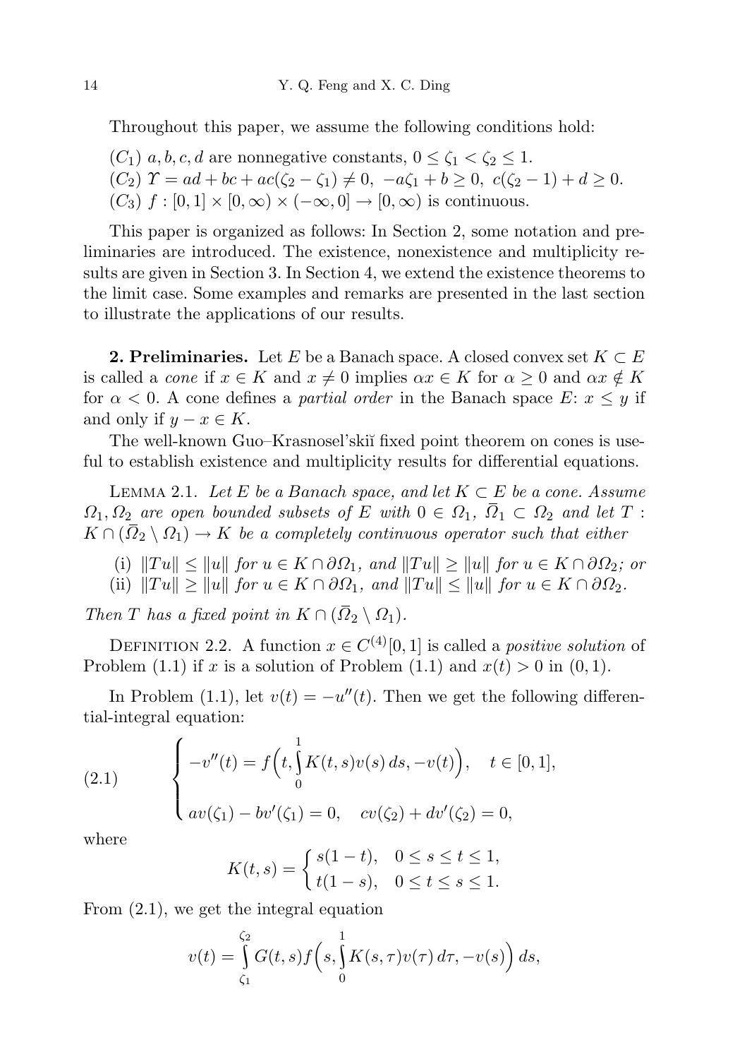Throughout this paper, we assume the following conditions hold:

$(C_1)$ $a, b, c, d$ are nonnegative constants, $0 \le \zeta_1 < \zeta_2 \le 1$.
$(C_2)$ $\Upsilon = ad + bc + ac(\zeta_2 - \zeta_1) \ne 0$, $-a\zeta_1 + b \ge 0$, $c(\zeta_2 - 1) + d \ge 0$.
$(C_3)$ $f : [0,1] \times [0,\infty) \times (-\infty, 0] \to [0,\infty)$ is continuous.

This paper is organized as follows: In Section 2, some notation and preliminaries are introduced. The existence, nonexistence and multiplicity results are given in Section 3. In Section 4, we extend the existence theorems to the limit case. Some examples and remarks are presented in the last section to illustrate the applications of our results.

**2. Preliminaries.** Let $E$ be a Banach space. A closed convex set $K \subset E$ is called a *cone* if $x \in K$ and $x \ne 0$ implies $\alpha x \in K$ for $\alpha \ge 0$ and $\alpha x \notin K$ for $\alpha < 0$. A cone defines a *partial order* in the Banach space $E$: $x \le y$ if and only if $y - x \in K$.

The well-known Guo–Krasnosel'skiĭ fixed point theorem on cones is useful to establish existence and multiplicity results for differential equations.

Lemma 2.1. *Let $E$ be a Banach space, and let $K \subset E$ be a cone. Assume $\Omega_1, \Omega_2$ are open bounded subsets of $E$ with $0 \in \Omega_1$, $\bar{\Omega}_1 \subset \Omega_2$ and let $T : K \cap (\bar{\Omega}_2 \setminus \Omega_1) \to K$ be a completely continuous operator such that either*

(i) *$\|Tu\| \le \|u\|$ for $u \in K \cap \partial\Omega_1$, and $\|Tu\| \ge \|u\|$ for $u \in K \cap \partial\Omega_2$; or*
(ii) *$\|Tu\| \ge \|u\|$ for $u \in K \cap \partial\Omega_1$, and $\|Tu\| \le \|u\|$ for $u \in K \cap \partial\Omega_2$.*

*Then $T$ has a fixed point in $K \cap (\bar{\Omega}_2 \setminus \Omega_1)$.*

Definition 2.2. A function $x \in C^{(4)}[0,1]$ is called a *positive solution* of Problem (1.1) if $x$ is a solution of Problem (1.1) and $x(t) > 0$ in $(0,1)$.

In Problem (1.1), let $v(t) = -u''(t)$. Then we get the following differential-integral equation:

$$
\begin{cases}
-v''(t) = f\Big(t, \int_0^1 K(t,s)v(s)\,ds, -v(t)\Big), & t \in [0,1], \\
av(\zeta_1) - bv'(\zeta_1) = 0, \quad cv(\zeta_2) + dv'(\zeta_2) = 0,
\end{cases}
\tag{2.1}
$$

where

$$
K(t,s) = \begin{cases} s(1-t), & 0 \le s \le t \le 1, \\ t(1-s), & 0 \le t \le s \le 1. \end{cases}
$$

From (2.1), we get the integral equation

$$
v(t) = \int_{\zeta_1}^{\zeta_2} G(t,s) f\Big(s, \int_0^1 K(s,\tau)v(\tau)\,d\tau, -v(s)\Big)\,ds,
$$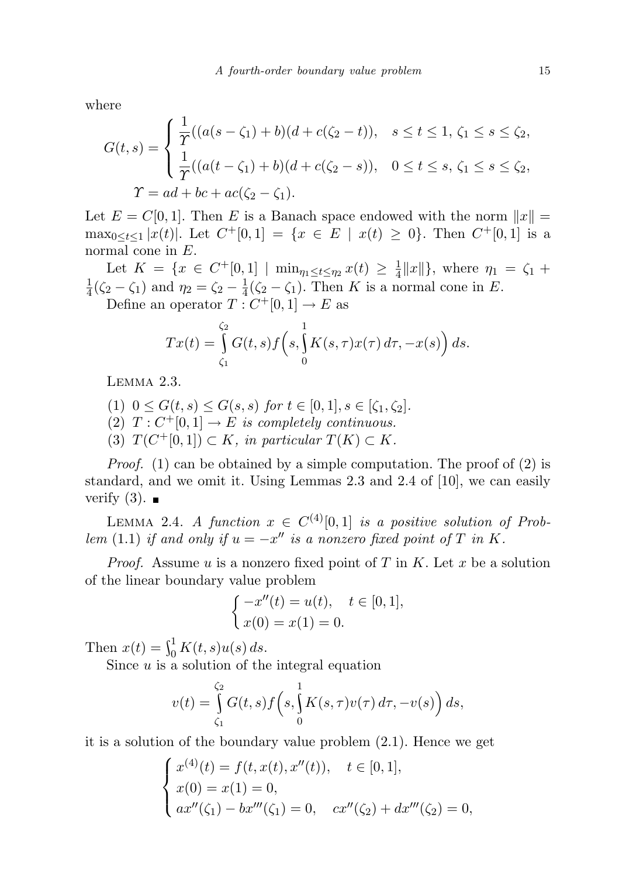where

$$G(t,s) = \begin{cases} \dfrac{1}{\Upsilon}((a(s-\zeta_1)+b)(d+c(\zeta_2-t)), & s \le t \le 1,\ \zeta_1 \le s \le \zeta_2, \\ \dfrac{1}{\Upsilon}((a(t-\zeta_1)+b)(d+c(\zeta_2-s)), & 0 \le t \le s,\ \zeta_1 \le s \le \zeta_2, \end{cases}$$

$$\Upsilon = ad + bc + ac(\zeta_2 - \zeta_1).$$

Let $E = C[0,1]$. Then $E$ is a Banach space endowed with the norm $\|x\| = \max_{0\le t\le 1}|x(t)|$. Let $C^+[0,1] = \{x \in E \mid x(t) \ge 0\}$. Then $C^+[0,1]$ is a normal cone in $E$.

Let $K = \{x \in C^+[0,1] \mid \min_{\eta_1 \le t \le \eta_2} x(t) \ge \frac{1}{4}\|x\|\}$, where $\eta_1 = \zeta_1 + \frac{1}{4}(\zeta_2 - \zeta_1)$ and $\eta_2 = \zeta_2 - \frac{1}{4}(\zeta_2 - \zeta_1)$. Then $K$ is a normal cone in $E$.

Define an operator $T : C^+[0,1] \to E$ as

$$Tx(t) = \int_{\zeta_1}^{\zeta_2} G(t,s) f\Big(s, \int_0^1 K(s,\tau)x(\tau)\,d\tau, -x(s)\Big)\,ds.$$

Lemma 2.3.

(1) $0 \le G(t,s) \le G(s,s)$ *for* $t \in [0,1], s \in [\zeta_1, \zeta_2]$.
(2) $T : C^+[0,1] \to E$ *is completely continuous.*
(3) $T(C^+[0,1]) \subset K$, *in particular* $T(K) \subset K$.

*Proof.* (1) can be obtained by a simple computation. The proof of (2) is standard, and we omit it. Using Lemmas 2.3 and 2.4 of [10], we can easily verify (3). ■

Lemma 2.4. *A function* $x \in C^{(4)}[0,1]$ *is a positive solution of Problem* (1.1) *if and only if* $u = -x''$ *is a nonzero fixed point of* $T$ *in* $K$.

*Proof.* Assume $u$ is a nonzero fixed point of $T$ in $K$. Let $x$ be a solution of the linear boundary value problem

$$\begin{cases} -x''(t) = u(t), & t \in [0,1], \\ x(0) = x(1) = 0. \end{cases}$$

Then $x(t) = \int_0^1 K(t,s)u(s)\,ds$.

Since $u$ is a solution of the integral equation

$$v(t) = \int_{\zeta_1}^{\zeta_2} G(t,s) f\Big(s, \int_0^1 K(s,\tau)v(\tau)\,d\tau, -v(s)\Big)\,ds,$$

it is a solution of the boundary value problem (2.1). Hence we get

$$\begin{cases} x^{(4)}(t) = f(t, x(t), x''(t)), & t \in [0,1], \\ x(0) = x(1) = 0, \\ ax''(\zeta_1) - bx'''(\zeta_1) = 0, \quad cx''(\zeta_2) + dx'''(\zeta_2) = 0, \end{cases}$$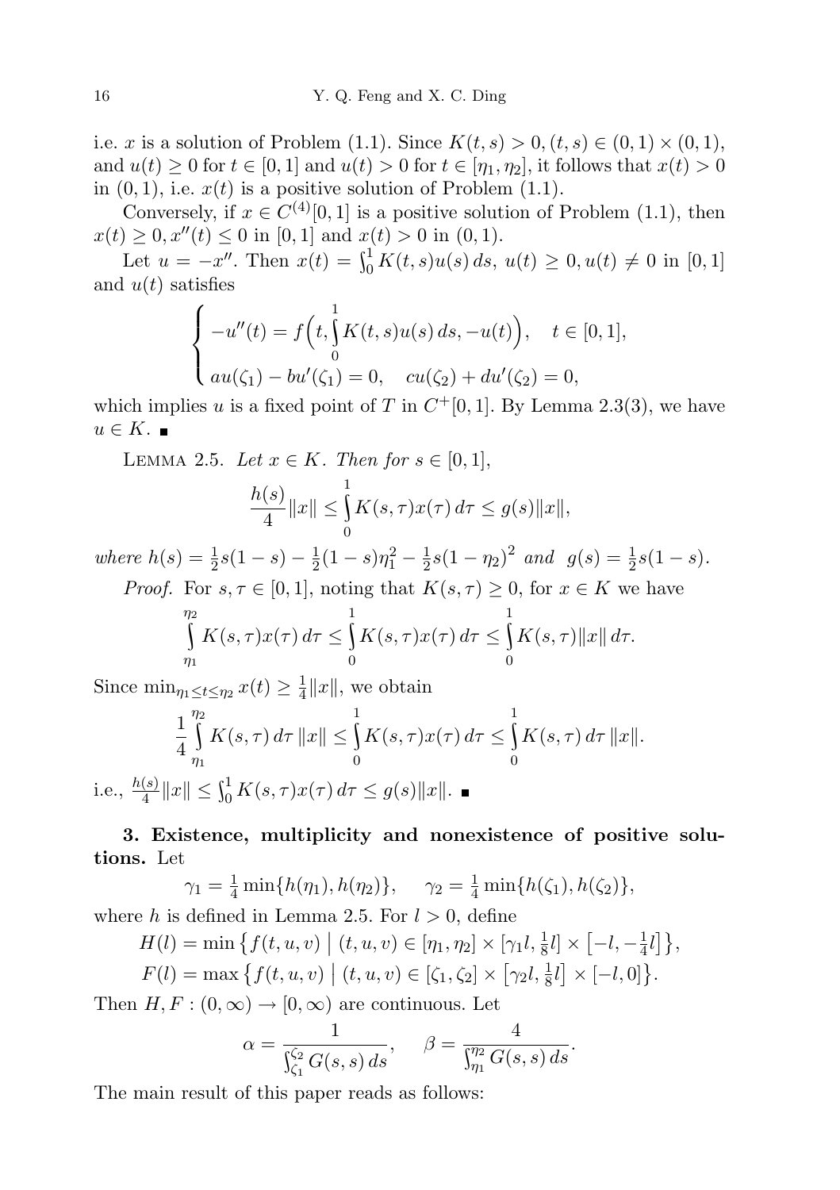i.e. $x$ is a solution of Problem (1.1). Since $K(t,s) > 0, (t,s) \in (0,1) \times (0,1)$, and $u(t) \geq 0$ for $t \in [0,1]$ and $u(t) > 0$ for $t \in [\eta_1, \eta_2]$, it follows that $x(t) > 0$ in $(0,1)$, i.e. $x(t)$ is a positive solution of Problem (1.1).

Conversely, if $x \in C^{(4)}[0,1]$ is a positive solution of Problem (1.1), then $x(t) \geq 0, x''(t) \leq 0$ in $[0,1]$ and $x(t) > 0$ in $(0,1)$.

Let $u = -x''$. Then $x(t) = \int_0^1 K(t,s)u(s)\,ds,\ u(t) \geq 0, u(t) \not\equiv 0$ in $[0,1]$ and $u(t)$ satisfies

$$\begin{cases} -u''(t) = f\Big(t, \int_0^1 K(t,s)u(s)\,ds, -u(t)\Big), & t \in [0,1], \\ au(\zeta_1) - bu'(\zeta_1) = 0, \quad cu(\zeta_2) + du'(\zeta_2) = 0, \end{cases}$$

which implies $u$ is a fixed point of $T$ in $C^+[0,1]$. By Lemma 2.3(3), we have $u \in K$. ∎

Lemma 2.5. *Let $x \in K$. Then for $s \in [0,1]$,*

$$\frac{h(s)}{4}\|x\| \leq \int_0^1 K(s,\tau)x(\tau)\,d\tau \leq g(s)\|x\|,$$

*where* $h(s) = \frac{1}{2}s(1-s) - \frac{1}{2}(1-s)\eta_1^2 - \frac{1}{2}s(1-\eta_2)^2$ *and* $g(s) = \frac{1}{2}s(1-s)$.

*Proof.* For $s, \tau \in [0,1]$, noting that $K(s,\tau) \geq 0$, for $x \in K$ we have

$$\int_{\eta_1}^{\eta_2} K(s,\tau)x(\tau)\,d\tau \leq \int_0^1 K(s,\tau)x(\tau)\,d\tau \leq \int_0^1 K(s,\tau)\|x\|\,d\tau.$$

Since $\min_{\eta_1 \leq t \leq \eta_2} x(t) \geq \frac{1}{4}\|x\|$, we obtain

$$\frac{1}{4}\int_{\eta_1}^{\eta_2} K(s,\tau)\,d\tau\,\|x\| \leq \int_0^1 K(s,\tau)x(\tau)\,d\tau \leq \int_0^1 K(s,\tau)\,d\tau\,\|x\|.$$

i.e., $\frac{h(s)}{4}\|x\| \leq \int_0^1 K(s,\tau)x(\tau)\,d\tau \leq g(s)\|x\|$. ∎

**3. Existence, multiplicity and nonexistence of positive solutions.** Let

$$\gamma_1 = \tfrac{1}{4}\min\{h(\eta_1), h(\eta_2)\}, \qquad \gamma_2 = \tfrac{1}{4}\min\{h(\zeta_1), h(\zeta_2)\},$$

where $h$ is defined in Lemma 2.5. For $l > 0$, define

$$H(l) = \min\big\{f(t,u,v) \bigm| (t,u,v) \in [\eta_1,\eta_2] \times [\gamma_1 l, \tfrac{1}{8}l] \times \big[-l, -\tfrac{1}{4}l\big]\big\},$$
$$F(l) = \max\big\{f(t,u,v) \bigm| (t,u,v) \in [\zeta_1,\zeta_2] \times \big[\gamma_2 l, \tfrac{1}{8}l\big] \times [-l, 0]\big\}.$$

Then $H, F : (0,\infty) \to [0,\infty)$ are continuous. Let

$$\alpha = \frac{1}{\int_{\zeta_1}^{\zeta_2} G(s,s)\,ds}, \qquad \beta = \frac{4}{\int_{\eta_1}^{\eta_2} G(s,s)\,ds}.$$

The main result of this paper reads as follows: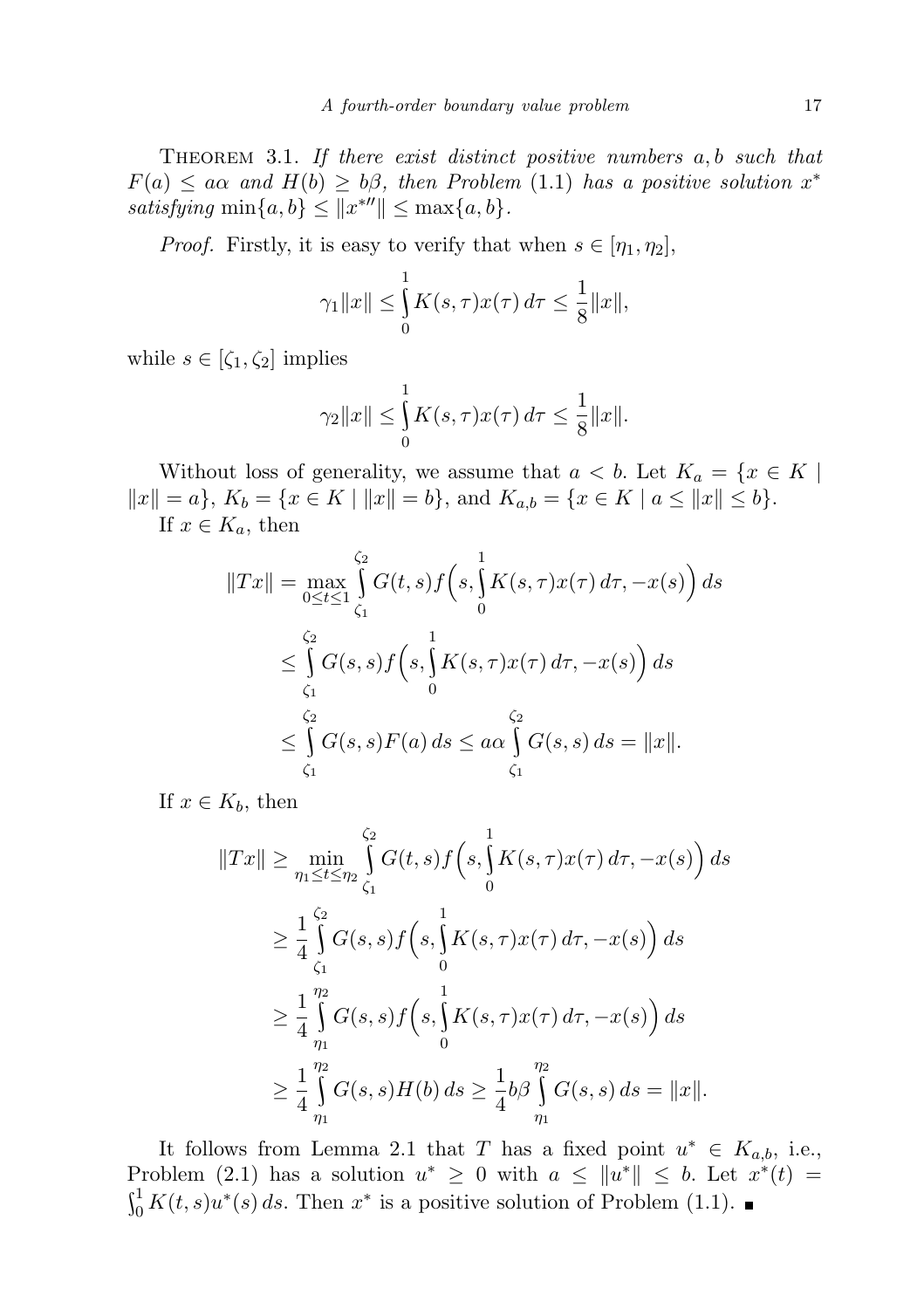Theorem 3.1. *If there exist distinct positive numbers $a, b$ such that $F(a) \leq a\alpha$ and $H(b) \geq b\beta$, then Problem* (1.1) *has a positive solution $x^*$ satisfying* $\min\{a, b\} \leq \|x^{*\prime\prime}\| \leq \max\{a, b\}$.

*Proof.* Firstly, it is easy to verify that when $s \in [\eta_1, \eta_2]$,

$$\gamma_1 \|x\| \leq \int_0^1 K(s, \tau) x(\tau)\, d\tau \leq \frac{1}{8}\|x\|,$$

while $s \in [\zeta_1, \zeta_2]$ implies

$$\gamma_2 \|x\| \leq \int_0^1 K(s, \tau) x(\tau)\, d\tau \leq \frac{1}{8}\|x\|.$$

Without loss of generality, we assume that $a < b$. Let $K_a = \{x \in K \mid \|x\| = a\}$, $K_b = \{x \in K \mid \|x\| = b\}$, and $K_{a,b} = \{x \in K \mid a \leq \|x\| \leq b\}$.

If $x \in K_a$, then

$$\begin{aligned}
\|Tx\| &= \max_{0 \leq t \leq 1} \int_{\zeta_1}^{\zeta_2} G(t, s) f\Big(s, \int_0^1 K(s, \tau) x(\tau)\, d\tau, -x(s)\Big)\, ds \\
&\leq \int_{\zeta_1}^{\zeta_2} G(s, s) f\Big(s, \int_0^1 K(s, \tau) x(\tau)\, d\tau, -x(s)\Big)\, ds \\
&\leq \int_{\zeta_1}^{\zeta_2} G(s, s) F(a)\, ds \leq a\alpha \int_{\zeta_1}^{\zeta_2} G(s, s)\, ds = \|x\|.
\end{aligned}$$

If $x \in K_b$, then

$$\begin{aligned}
\|Tx\| &\geq \min_{\eta_1 \leq t \leq \eta_2} \int_{\zeta_1}^{\zeta_2} G(t, s) f\Big(s, \int_0^1 K(s, \tau) x(\tau)\, d\tau, -x(s)\Big)\, ds \\
&\geq \frac{1}{4} \int_{\zeta_1}^{\zeta_2} G(s, s) f\Big(s, \int_0^1 K(s, \tau) x(\tau)\, d\tau, -x(s)\Big)\, ds \\
&\geq \frac{1}{4} \int_{\eta_1}^{\eta_2} G(s, s) f\Big(s, \int_0^1 K(s, \tau) x(\tau)\, d\tau, -x(s)\Big)\, ds \\
&\geq \frac{1}{4} \int_{\eta_1}^{\eta_2} G(s, s) H(b)\, ds \geq \frac{1}{4} b\beta \int_{\eta_1}^{\eta_2} G(s, s)\, ds = \|x\|.
\end{aligned}$$

It follows from Lemma 2.1 that $T$ has a fixed point $u^* \in K_{a,b}$, i.e., Problem (2.1) has a solution $u^* \geq 0$ with $a \leq \|u^*\| \leq b$. Let $x^*(t) = \int_0^1 K(t, s) u^*(s)\, ds$. Then $x^*$ is a positive solution of Problem (1.1). ■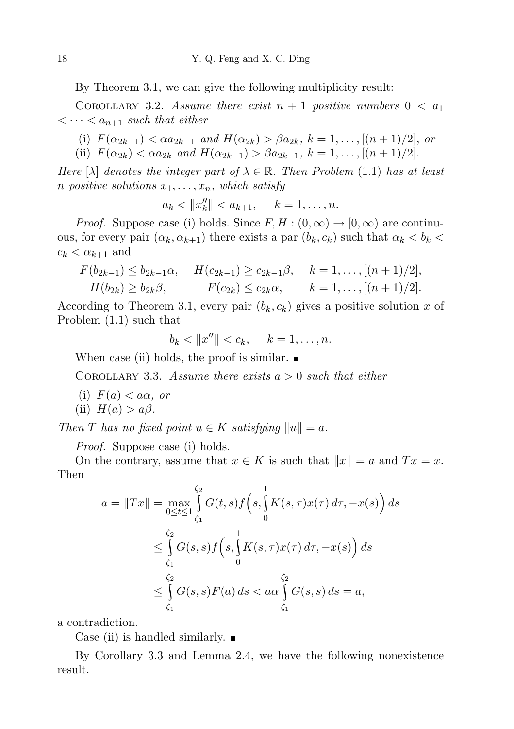By Theorem 3.1, we can give the following multiplicity result:

Corollary 3.2. *Assume there exist $n+1$ positive numbers $0 < a_1 < \cdots < a_{n+1}$ such that either*

(i) $F(\alpha_{2k-1}) < \alpha a_{2k-1}$ *and* $H(\alpha_{2k}) > \beta a_{2k}$, $k = 1, \ldots, [(n+1)/2]$, *or*
(ii) $F(\alpha_{2k}) < \alpha a_{2k}$ *and* $H(\alpha_{2k-1}) > \beta a_{2k-1}$, $k = 1, \ldots, [(n+1)/2]$.

*Here $[\lambda]$ denotes the integer part of $\lambda \in \mathbb{R}$. Then Problem* (1.1) *has at least $n$ positive solutions $x_1, \ldots, x_n$, which satisfy*

$$a_k < \|x_k''\| < a_{k+1}, \quad k = 1, \ldots, n.$$

*Proof.* Suppose case (i) holds. Since $F, H : (0, \infty) \to [0, \infty)$ are continuous, for every pair $(\alpha_k, \alpha_{k+1})$ there exists a par $(b_k, c_k)$ such that $\alpha_k < b_k < c_k < \alpha_{k+1}$ and

$$F(b_{2k-1}) \le b_{2k-1}\alpha, \quad H(c_{2k-1}) \ge c_{2k-1}\beta, \quad k = 1, \ldots, [(n+1)/2],$$
$$H(b_{2k}) \ge b_{2k}\beta, \qquad F(c_{2k}) \le c_{2k}\alpha, \qquad k = 1, \ldots, [(n+1)/2].$$

According to Theorem 3.1, every pair $(b_k, c_k)$ gives a positive solution $x$ of Problem (1.1) such that

$$b_k < \|x''\| < c_k, \quad k = 1, \ldots, n.$$

When case (ii) holds, the proof is similar. ∎

Corollary 3.3. *Assume there exists $a > 0$ such that either*

(i) $F(a) < a\alpha$, *or*
(ii) $H(a) > a\beta$.

*Then $T$ has no fixed point $u \in K$ satisfying $\|u\| = a$.*

*Proof.* Suppose case (i) holds.

On the contrary, assume that $x \in K$ is such that $\|x\| = a$ and $Tx = x$. Then

$$\begin{aligned}
a = \|Tx\| &= \max_{0 \le t \le 1} \int_{\zeta_1}^{\zeta_2} G(t,s) f\Big(s, \int_0^1 K(s,\tau)x(\tau)\,d\tau, -x(s)\Big)\,ds \\
&\le \int_{\zeta_1}^{\zeta_2} G(s,s) f\Big(s, \int_0^1 K(s,\tau)x(\tau)\,d\tau, -x(s)\Big)\,ds \\
&\le \int_{\zeta_1}^{\zeta_2} G(s,s)F(a)\,ds < a\alpha \int_{\zeta_1}^{\zeta_2} G(s,s)\,ds = a,
\end{aligned}$$

a contradiction.

Case (ii) is handled similarly. ∎

By Corollary 3.3 and Lemma 2.4, we have the following nonexistence result.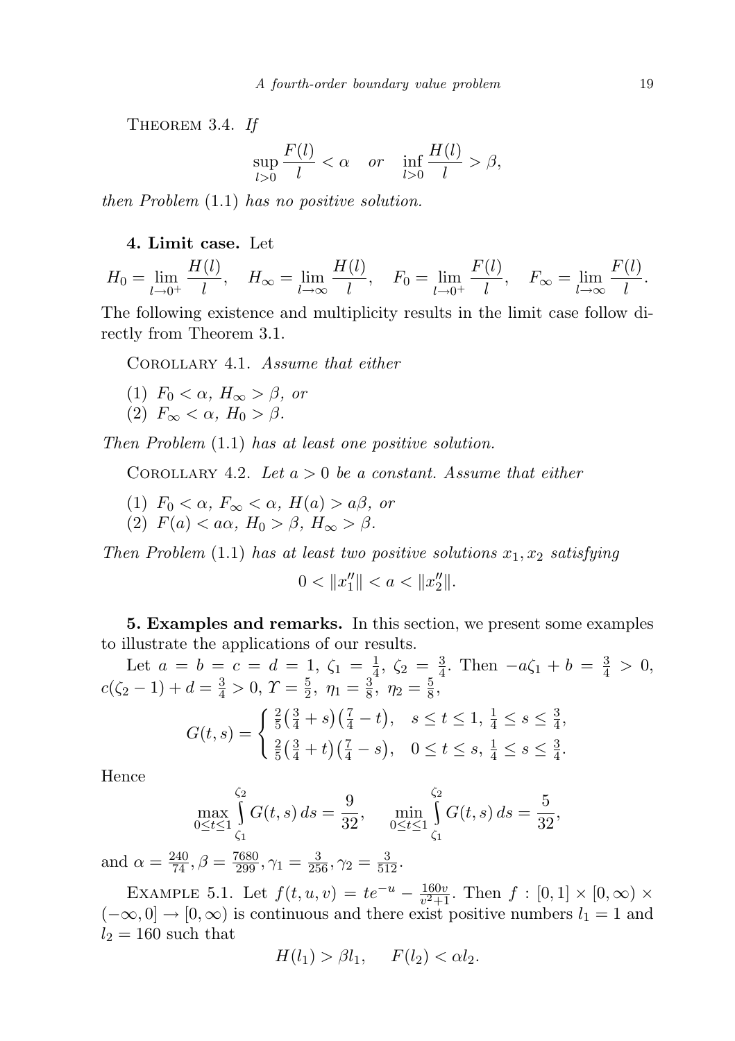THEOREM 3.4. *If*

$$\sup_{l>0} \frac{F(l)}{l} < \alpha \quad or \quad \inf_{l>0} \frac{H(l)}{l} > \beta,$$

*then Problem* (1.1) *has no positive solution.*

**4. Limit case.** Let

$$H_0 = \lim_{l\to 0^+} \frac{H(l)}{l}, \quad H_\infty = \lim_{l\to\infty} \frac{H(l)}{l}, \quad F_0 = \lim_{l\to 0^+} \frac{F(l)}{l}, \quad F_\infty = \lim_{l\to\infty} \frac{F(l)}{l}.$$

The following existence and multiplicity results in the limit case follow directly from Theorem 3.1.

COROLLARY 4.1. *Assume that either*

(1) $F_0 < \alpha$, $H_\infty > \beta$, *or*
(2) $F_\infty < \alpha$, $H_0 > \beta$.

*Then Problem* (1.1) *has at least one positive solution.*

COROLLARY 4.2. *Let $a > 0$ be a constant. Assume that either*

(1) $F_0 < \alpha$, $F_\infty < \alpha$, $H(a) > a\beta$, *or*
(2) $F(a) < a\alpha$, $H_0 > \beta$, $H_\infty > \beta$.

*Then Problem* (1.1) *has at least two positive solutions $x_1, x_2$ satisfying*

$$0 < \|x_1''\| < a < \|x_2''\|.$$

**5. Examples and remarks.** In this section, we present some examples to illustrate the applications of our results.

Let $a = b = c = d = 1$, $\zeta_1 = \frac{1}{4}$, $\zeta_2 = \frac{3}{4}$. Then $-a\zeta_1 + b = \frac{3}{4} > 0$, $c(\zeta_2 - 1) + d = \frac{3}{4} > 0$, $\varUpsilon = \frac{5}{2}$, $\eta_1 = \frac{3}{8}$, $\eta_2 = \frac{5}{8}$,

$$G(t,s) = \begin{cases} \frac{2}{5}\big(\frac{3}{4} + s\big)\big(\frac{7}{4} - t\big), & s \le t \le 1,\ \frac{1}{4} \le s \le \frac{3}{4}, \\ \frac{2}{5}\big(\frac{3}{4} + t\big)\big(\frac{7}{4} - s\big), & 0 \le t \le s,\ \frac{1}{4} \le s \le \frac{3}{4}. \end{cases}$$

Hence

$$\max_{0\le t\le 1} \int_{\zeta_1}^{\zeta_2} G(t,s)\,ds = \frac{9}{32}, \qquad \min_{0\le t\le 1} \int_{\zeta_1}^{\zeta_2} G(t,s)\,ds = \frac{5}{32},$$

and $\alpha = \frac{240}{74}, \beta = \frac{7680}{299}, \gamma_1 = \frac{3}{256}, \gamma_2 = \frac{3}{512}$.

EXAMPLE 5.1. Let $f(t,u,v) = te^{-u} - \frac{160v}{v^2+1}$. Then $f : [0,1] \times [0,\infty) \times (-\infty, 0] \to [0,\infty)$ is continuous and there exist positive numbers $l_1 = 1$ and $l_2 = 160$ such that

$$H(l_1) > \beta l_1, \qquad F(l_2) < \alpha l_2.$$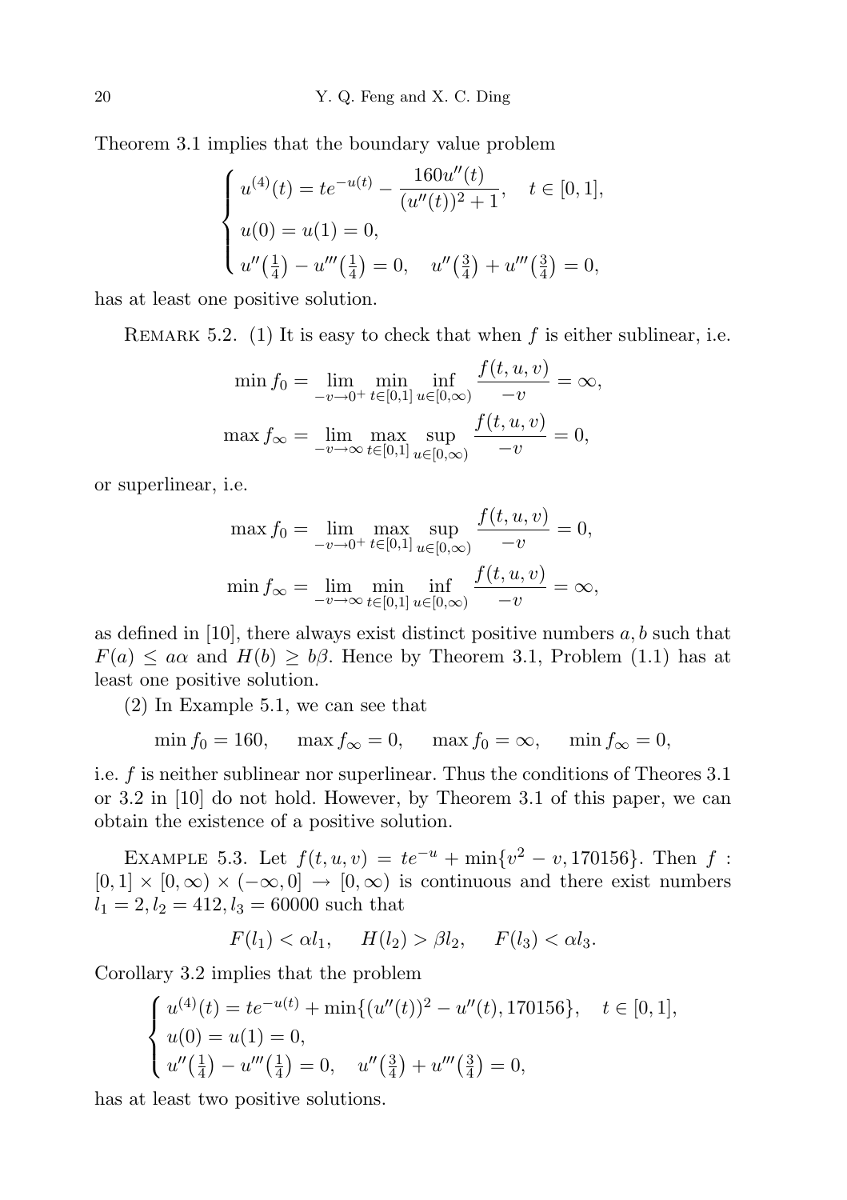Theorem 3.1 implies that the boundary value problem

$$\begin{cases} u^{(4)}(t) = te^{-u(t)} - \dfrac{160u''(t)}{(u''(t))^2+1}, \quad t \in [0,1], \\ u(0) = u(1) = 0, \\ u''\left(\frac{1}{4}\right) - u'''\left(\frac{1}{4}\right) = 0, \quad u''\left(\frac{3}{4}\right) + u'''\left(\frac{3}{4}\right) = 0, \end{cases}$$

has at least one positive solution.

Remark 5.2. (1) It is easy to check that when $f$ is either sublinear, i.e.

$$\min f_0 = \lim_{-v\to 0^+} \min_{t\in[0,1]} \inf_{u\in[0,\infty)} \frac{f(t,u,v)}{-v} = \infty,$$

$$\max f_\infty = \lim_{-v\to \infty} \max_{t\in[0,1]} \sup_{u\in[0,\infty)} \frac{f(t,u,v)}{-v} = 0,$$

or superlinear, i.e.

$$\max f_0 = \lim_{-v\to 0^+} \max_{t\in[0,1]} \sup_{u\in[0,\infty)} \frac{f(t,u,v)}{-v} = 0,$$

$$\min f_\infty = \lim_{-v\to \infty} \min_{t\in[0,1]} \inf_{u\in[0,\infty)} \frac{f(t,u,v)}{-v} = \infty,$$

as defined in [10], there always exist distinct positive numbers $a, b$ such that $F(a) \le a\alpha$ and $H(b) \ge b\beta$. Hence by Theorem 3.1, Problem (1.1) has at least one positive solution.

(2) In Example 5.1, we can see that

$$\min f_0 = 160, \qquad \max f_\infty = 0, \qquad \max f_0 = \infty, \qquad \min f_\infty = 0,$$

i.e. $f$ is neither sublinear nor superlinear. Thus the conditions of Theores 3.1 or 3.2 in [10] do not hold. However, by Theorem 3.1 of this paper, we can obtain the existence of a positive solution.

Example 5.3. Let $f(t,u,v) = te^{-u} + \min\{v^2 - v, 170156\}$. Then $f : [0,1] \times [0,\infty) \times (-\infty, 0] \to [0,\infty)$ is continuous and there exist numbers $l_1 = 2, l_2 = 412, l_3 = 60000$ such that

$$F(l_1) < \alpha l_1, \qquad H(l_2) > \beta l_2, \qquad F(l_3) < \alpha l_3.$$

Corollary 3.2 implies that the problem

$$\begin{cases} u^{(4)}(t) = te^{-u(t)} + \min\{(u''(t))^2 - u''(t), 170156\}, \quad t \in [0,1], \\ u(0) = u(1) = 0, \\ u''\left(\frac{1}{4}\right) - u'''\left(\frac{1}{4}\right) = 0, \quad u''\left(\frac{3}{4}\right) + u'''\left(\frac{3}{4}\right) = 0, \end{cases}$$

has at least two positive solutions.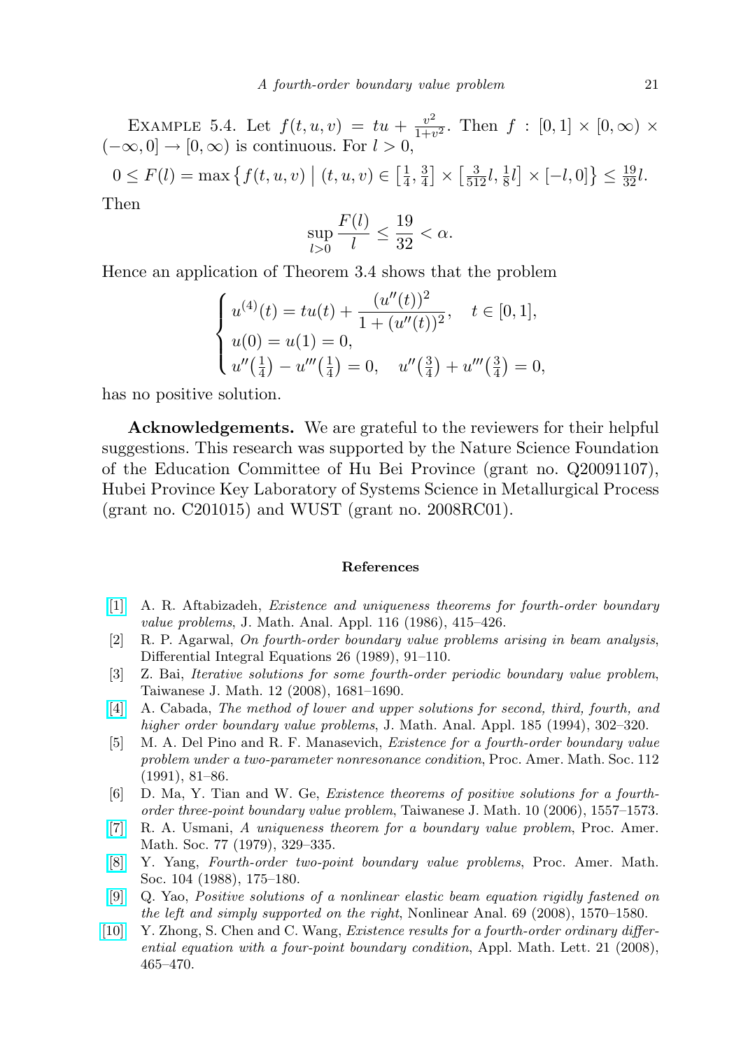Example 5.4. Let $f(t,u,v) = tu + \frac{v^2}{1+v^2}$. Then $f : [0,1] \times [0,\infty) \times (-\infty, 0] \to [0,\infty)$ is continuous. For $l > 0$,

$$0 \le F(l) = \max\left\{ f(t,u,v) \;\middle|\; (t,u,v) \in \left[\tfrac{1}{4}, \tfrac{3}{4}\right] \times \left[\tfrac{3}{512}l, \tfrac{1}{8}l\right] \times [-l, 0] \right\} \le \tfrac{19}{32}l.$$

Then

$$\sup_{l>0} \frac{F(l)}{l} \le \frac{19}{32} < \alpha.$$

Hence an application of Theorem 3.4 shows that the problem

$$\begin{cases} u^{(4)}(t) = tu(t) + \dfrac{(u''(t))^2}{1+(u''(t))^2}, \quad t \in [0,1], \\ u(0) = u(1) = 0, \\ u''\left(\frac{1}{4}\right) - u'''\left(\frac{1}{4}\right) = 0, \quad u''\left(\frac{3}{4}\right) + u'''\left(\frac{3}{4}\right) = 0, \end{cases}$$

has no positive solution.

**Acknowledgements.** We are grateful to the reviewers for their helpful suggestions. This research was supported by the Nature Science Foundation of the Education Committee of Hu Bei Province (grant no. Q20091107), Hubei Province Key Laboratory of Systems Science in Metallurgical Process (grant no. C201015) and WUST (grant no. 2008RC01).

## References

[1] A. R. Aftabizadeh, *Existence and uniqueness theorems for fourth-order boundary value problems*, J. Math. Anal. Appl. 116 (1986), 415–426.

[2] R. P. Agarwal, *On fourth-order boundary value problems arising in beam analysis*, Differential Integral Equations 26 (1989), 91–110.

[3] Z. Bai, *Iterative solutions for some fourth-order periodic boundary value problem*, Taiwanese J. Math. 12 (2008), 1681–1690.

[4] A. Cabada, *The method of lower and upper solutions for second, third, fourth, and higher order boundary value problems*, J. Math. Anal. Appl. 185 (1994), 302–320.

[5] M. A. Del Pino and R. F. Manasevich, *Existence for a fourth-order boundary value problem under a two-parameter nonresonance condition*, Proc. Amer. Math. Soc. 112 (1991), 81–86.

[6] D. Ma, Y. Tian and W. Ge, *Existence theorems of positive solutions for a fourth-order three-point boundary value problem*, Taiwanese J. Math. 10 (2006), 1557–1573.

[7] R. A. Usmani, *A uniqueness theorem for a boundary value problem*, Proc. Amer. Math. Soc. 77 (1979), 329–335.

[8] Y. Yang, *Fourth-order two-point boundary value problems*, Proc. Amer. Math. Soc. 104 (1988), 175–180.

[9] Q. Yao, *Positive solutions of a nonlinear elastic beam equation rigidly fastened on the left and simply supported on the right*, Nonlinear Anal. 69 (2008), 1570–1580.

[10] Y. Zhong, S. Chen and C. Wang, *Existence results for a fourth-order ordinary differential equation with a four-point boundary condition*, Appl. Math. Lett. 21 (2008), 465–470.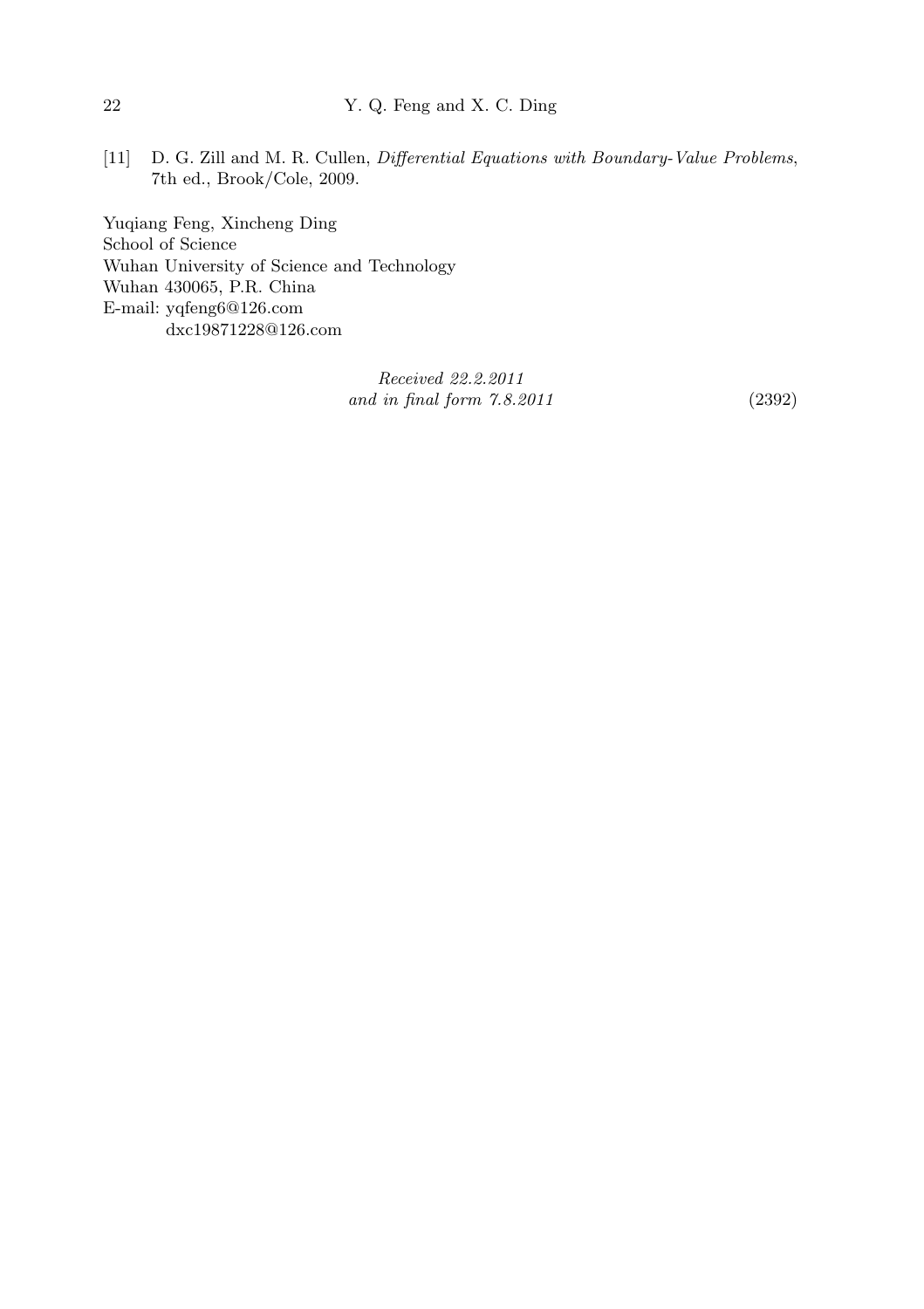[11] D. G. Zill and M. R. Cullen, *Differential Equations with Boundary-Value Problems*, 7th ed., Brook/Cole, 2009.

Yuqiang Feng, Xincheng Ding
School of Science
Wuhan University of Science and Technology
Wuhan 430065, P.R. China
E-mail: yqfeng6@126.com
dxc19871228@126.com

*Received 22.2.2011*
*and in final form 7.8.2011* (2392)